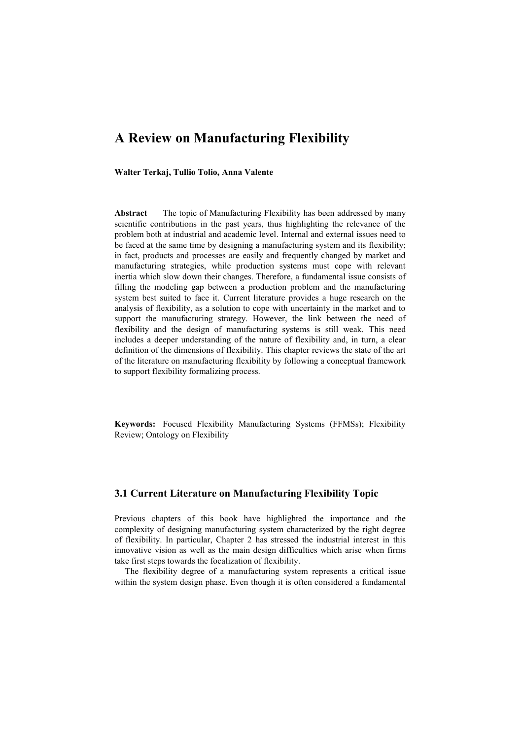# A Review on Manufacturing Flexibility

**Walter Terkaj, Tullio Tolio, Anna Valente**

**Abstract** The topic of Manufacturing Flexibility has been addressed by many scientific contributions in the past years, thus highlighting the relevance of the problem both at industrial and academic level. Internal and external issues need to be faced at the same time by designing a manufacturing system and its flexibility; in fact, products and processes are easily and frequently changed by market and manufacturing strategies, while production systems must cope with relevant inertia which slow down their changes. Therefore, a fundamental issue consists of filling the modeling gap between a production problem and the manufacturing system best suited to face it. Current literature provides a huge research on the analysis of flexibility, as a solution to cope with uncertainty in the market and to support the manufacturing strategy. However, the link between the need of flexibility and the design of manufacturing systems is still weak. This need includes a deeper understanding of the nature of flexibility and, in turn, a clear definition of the dimensions of flexibility. This chapter reviews the state of the art of the literature on manufacturing flexibility by following a conceptual framework to support flexibility formalizing process.

**Keywords:** Focused Flexibility Manufacturing Systems (FFMSs); Flexibility Review; Ontology on Flexibility

## 3.1 Current Literature on Manufacturing Flexibility Topic

Previous chapters of this book have highlighted the importance and the complexity of designing manufacturing system characterized by the right degree of flexibility. In particular, Chapter 2 has stressed the industrial interest in this innovative vision as well as the main design difficulties which arise when firms take first steps towards the focalization of flexibility.

The flexibility degree of a manufacturing system represents a critical issue within the system design phase. Even though it is often considered a fundamental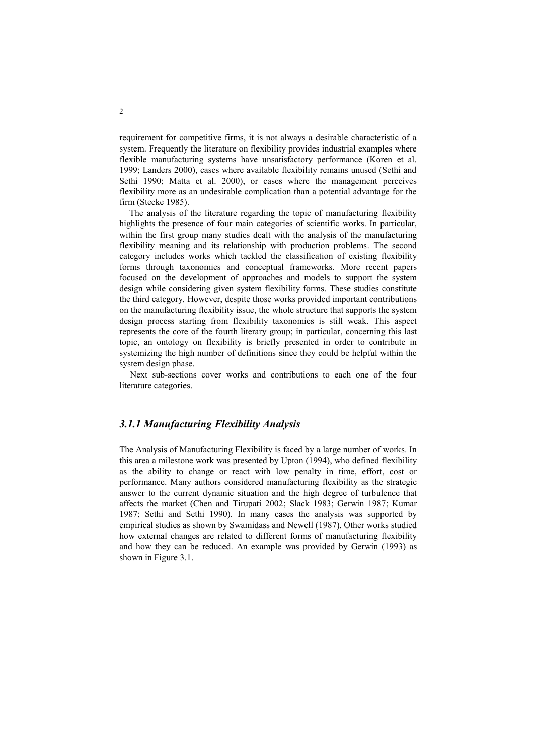requirement for competitive firms, it is not always a desirable characteristic of a system. Frequently the literature on flexibility provides industrial examples where flexible manufacturing systems have unsatisfactory performance (Koren et al. 1999; Landers 2000), cases where available flexibility remains unused (Sethi and Sethi 1990; Matta et al. 2000), or cases where the management perceives flexibility more as an undesirable complication than a potential advantage for the firm (Stecke 1985).

The analysis of the literature regarding the topic of manufacturing flexibility highlights the presence of four main categories of scientific works. In particular, within the first group many studies dealt with the analysis of the manufacturing flexibility meaning and its relationship with production problems. The second category includes works which tackled the classification of existing flexibility forms through taxonomies and conceptual frameworks. More recent papers focused on the development of approaches and models to support the system design while considering given system flexibility forms. These studies constitute the third category. However, despite those works provided important contributions on the manufacturing flexibility issue, the whole structure that supports the system design process starting from flexibility taxonomies is still weak. This aspect represents the core of the fourth literary group; in particular, concerning this last topic, an ontology on flexibility is briefly presented in order to contribute in systemizing the high number of definitions since they could be helpful within the system design phase.

Next sub-sections cover works and contributions to each one of the four literature categories.

### *3.1.1 Manufacturing Flexibility Analysis*

The Analysis of Manufacturing Flexibility is faced by a large number of works. In this area a milestone work was presented by Upton (1994), who defined flexibility as the ability to change or react with low penalty in time, effort, cost or performance. Many authors considered manufacturing flexibility as the strategic answer to the current dynamic situation and the high degree of turbulence that affects the market (Chen and Tirupati 2002; Slack 1983; Gerwin 1987; Kumar 1987; Sethi and Sethi 1990). In many cases the analysis was supported by empirical studies as shown by Swamidass and Newell (1987). Other works studied how external changes are related to different forms of manufacturing flexibility and how they can be reduced. An example was provided by Gerwin (1993) as shown in Figure 3.1.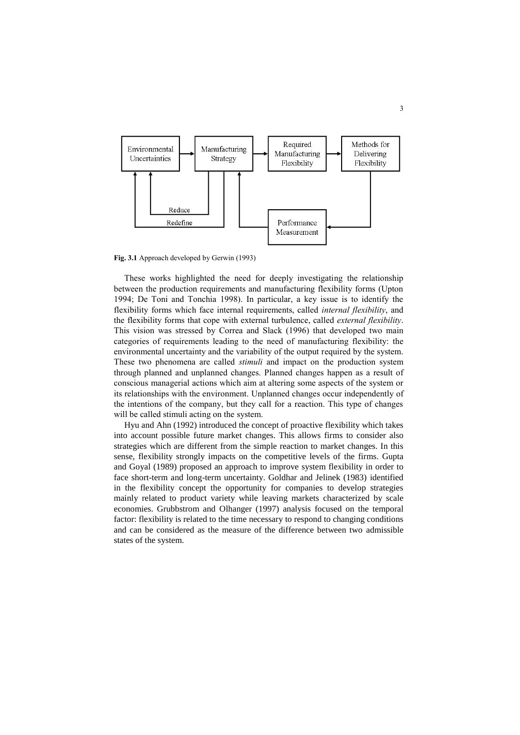**Fig. 3.1** Approach developed by Gerwin (1993)

These works highlighted the need for deeply investigating the relationship between the production requirements and manufacturing flexibility forms (Upton 1994; De Toni and Tonchia 1998). In particular, a key issue is to identify the flexibility forms which face internal requirements, called *internal flexibility*, and the flexibility forms that cope with external turbulence, called *external flexibility*. This vision was stressed by Correa and Slack (1996) that developed two main categories of requirements leading to the need of manufacturing flexibility: the environmental uncertainty and the variability of the output required by the system. These two phenomena are called *stimuli* and impact on the production system through planned and unplanned changes. Planned changes happen as a result of conscious managerial actions which aim at altering some aspects of the system or its relationships with the environment. Unplanned changes occur independently of the intentions of the company, but they call for a reaction. This type of changes will be called stimuli acting on the system.

Hyu and Ahn (1992) introduced the concept of proactive flexibility which takes into account possible future market changes. This allows firms to consider also strategies which are different from the simple reaction to market changes. In this sense, flexibility strongly impacts on the competitive levels of the firms. Gupta and Goyal (1989) proposed an approach to improve system flexibility in order to face short-term and long-term uncertainty. Goldhar and Jelinek (1983) identified in the flexibility concept the opportunity for companies to develop strategies mainly related to product variety while leaving markets characterized by scale economies. Grubbstrom and Olhanger (1997) analysis focused on the temporal factor: flexibility is related to the time necessary to respond to changing conditions and can be considered as the measure of the difference between two admissible states of the system.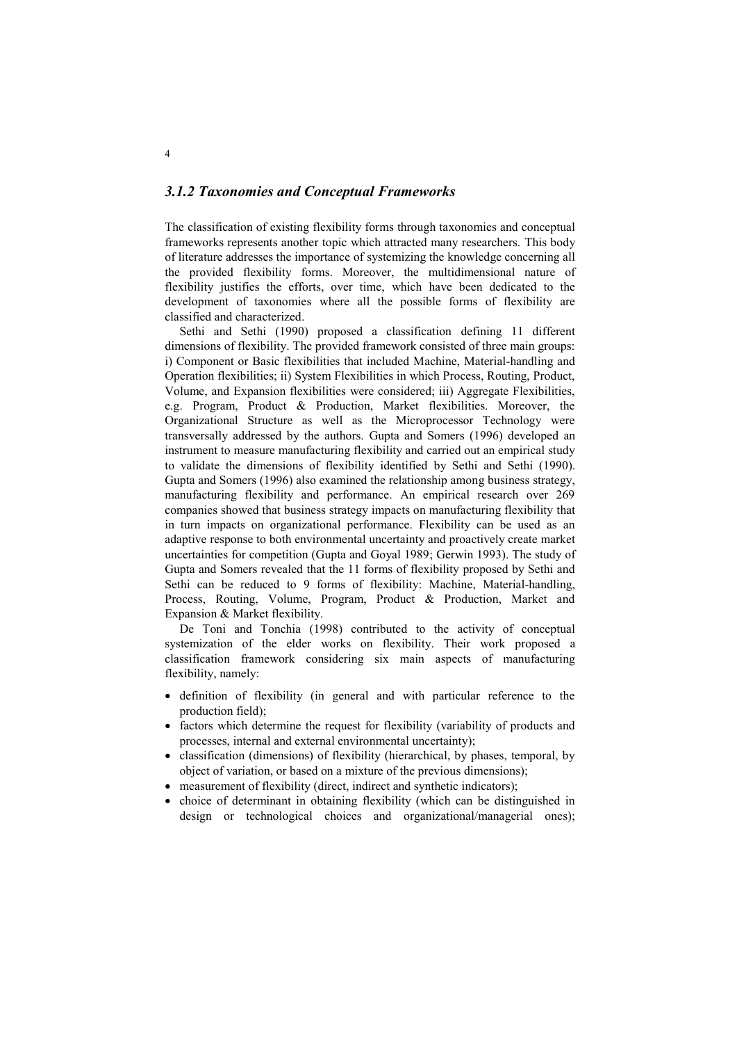### *3.1.2 Taxonomies and Conceptual Frameworks*

The classification of existing flexibility forms through taxonomies and conceptual frameworks represents another topic which attracted many researchers. This body of literature addresses the importance of systemizing the knowledge concerning all the provided flexibility forms. Moreover, the multidimensional nature of flexibility justifies the efforts, over time, which have been dedicated to the development of taxonomies where all the possible forms of flexibility are classified and characterized.

Sethi and Sethi (1990) proposed a classification defining 11 different dimensions of flexibility. The provided framework consisted of three main groups: i) Component or Basic flexibilities that included Machine, Material-handling and Operation flexibilities; ii) System Flexibilities in which Process, Routing, Product, Volume, and Expansion flexibilities were considered; iii) Aggregate Flexibilities, e.g. Program, Product & Production, Market flexibilities. Moreover, the Organizational Structure as well as the Microprocessor Technology were transversally addressed by the authors. Gupta and Somers (1996) developed an instrument to measure manufacturing flexibility and carried out an empirical study to validate the dimensions of flexibility identified by Sethi and Sethi (1990). Gupta and Somers (1996) also examined the relationship among business strategy, manufacturing flexibility and performance. An empirical research over 269 companies showed that business strategy impacts on manufacturing flexibility that in turn impacts on organizational performance. Flexibility can be used as an adaptive response to both environmental uncertainty and proactively create market uncertainties for competition (Gupta and Goyal 1989; Gerwin 1993). The study of Gupta and Somers revealed that the 11 forms of flexibility proposed by Sethi and Sethi can be reduced to 9 forms of flexibility: Machine, Material-handling, Process, Routing, Volume, Program, Product & Production, Market and Expansion & Market flexibility.

De Toni and Tonchia (1998) contributed to the activity of conceptual systemization of the elder works on flexibility. Their work proposed a classification framework considering six main aspects of manufacturing flexibility, namely:

- definition of flexibility (in general and with particular reference to the production field);
- factors which determine the request for flexibility (variability of products and processes, internal and external environmental uncertainty);
- classification (dimensions) of flexibility (hierarchical, by phases, temporal, by object of variation, or based on a mixture of the previous dimensions);
- measurement of flexibility (direct, indirect and synthetic indicators);
- choice of determinant in obtaining flexibility (which can be distinguished in design or technological choices and organizational/managerial ones);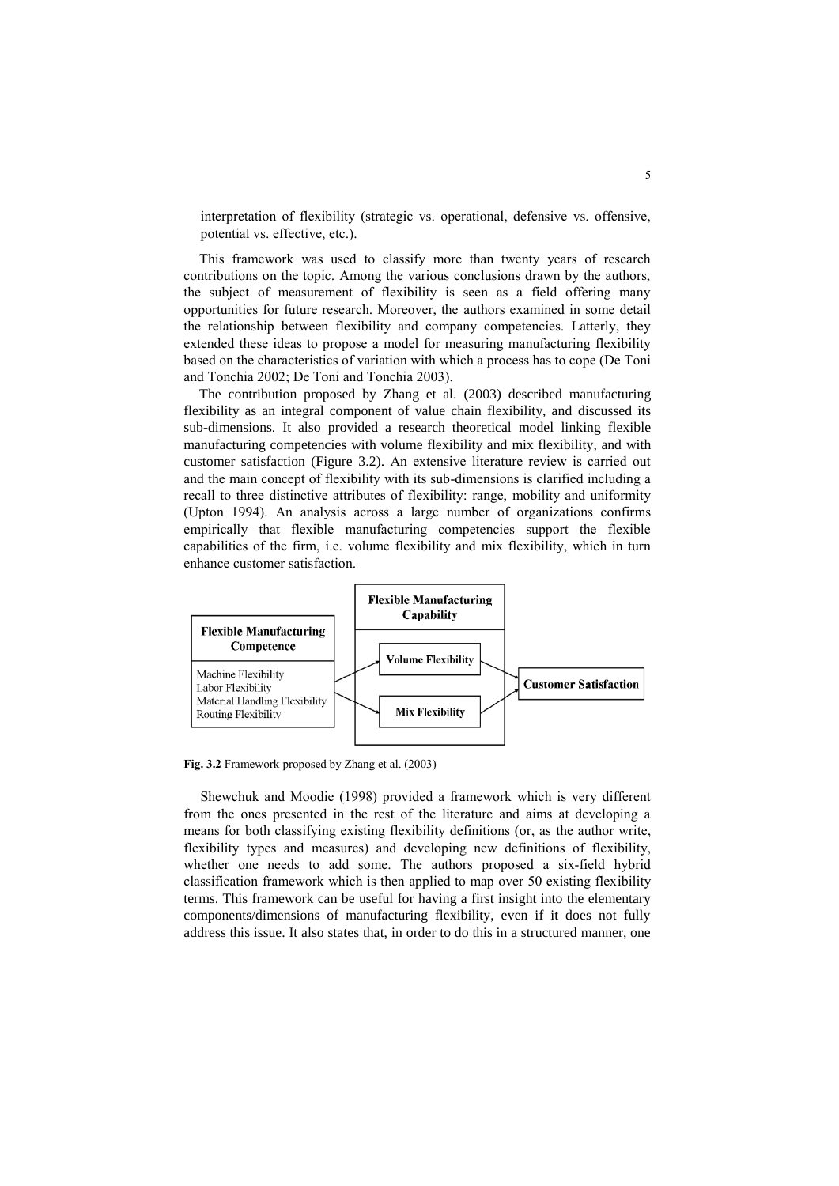interpretation of flexibility (strategic vs. operational, defensive vs. offensive, potential vs. effective, etc.).

This framework was used to classify more than twenty years of research contributions on the topic. Among the various conclusions drawn by the authors, the subject of measurement of flexibility is seen as a field offering many opportunities for future research. Moreover, the authors examined in some detail the relationship between flexibility and company competencies. Latterly, they extended these ideas to propose a model for measuring manufacturing flexibility based on the characteristics of variation with which a process has to cope (De Toni and Tonchia 2002; De Toni and Tonchia 2003).

The contribution proposed by Zhang et al. (2003) described manufacturing flexibility as an integral component of value chain flexibility, and discussed its sub-dimensions. It also provided a research theoretical model linking flexible manufacturing competencies with volume flexibility and mix flexibility, and with customer satisfaction (Figure 3.2). An extensive literature review is carried out and the main concept of flexibility with its sub-dimensions is clarified including a recall to three distinctive attributes of flexibility: range, mobility and uniformity (Upton 1994). An analysis across a large number of organizations confirms empirically that flexible manufacturing competencies support the flexible capabilities of the firm, i.e. volume flexibility and mix flexibility, which in turn enhance customer satisfaction.

**Flexible Manufacturing Competence**: Machine Flexibility, Labor Flexibility, Material Handling Flexibility, Routing Flexibility

**Flexible Manufacturing Capability**: Volume Flexibility, Mix Flexibility

**Customer Satisfaction**

**Fig. 3.2** Framework proposed by Zhang et al. (2003)

Shewchuk and Moodie (1998) provided a framework which is very different from the ones presented in the rest of the literature and aims at developing a means for both classifying existing flexibility definitions (or, as the author write, flexibility types and measures) and developing new definitions of flexibility, whether one needs to add some. The authors proposed a six-field hybrid classification framework which is then applied to map over 50 existing flexibility terms. This framework can be useful for having a first insight into the elementary components/dimensions of manufacturing flexibility, even if it does not fully address this issue. It also states that, in order to do this in a structured manner, one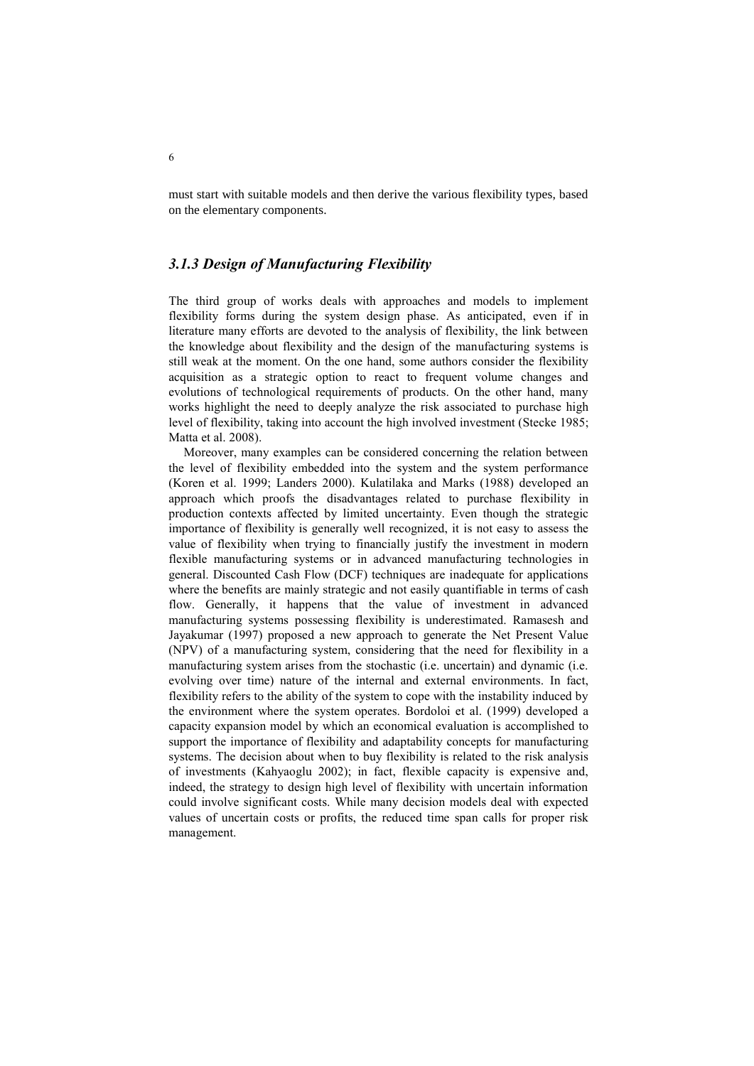must start with suitable models and then derive the various flexibility types, based on the elementary components.

### *3.1.3 Design of Manufacturing Flexibility*

The third group of works deals with approaches and models to implement flexibility forms during the system design phase. As anticipated, even if in literature many efforts are devoted to the analysis of flexibility, the link between the knowledge about flexibility and the design of the manufacturing systems is still weak at the moment. On the one hand, some authors consider the flexibility acquisition as a strategic option to react to frequent volume changes and evolutions of technological requirements of products. On the other hand, many works highlight the need to deeply analyze the risk associated to purchase high level of flexibility, taking into account the high involved investment (Stecke 1985; Matta et al. 2008).

Moreover, many examples can be considered concerning the relation between the level of flexibility embedded into the system and the system performance (Koren et al. 1999; Landers 2000). Kulatilaka and Marks (1988) developed an approach which proofs the disadvantages related to purchase flexibility in production contexts affected by limited uncertainty. Even though the strategic importance of flexibility is generally well recognized, it is not easy to assess the value of flexibility when trying to financially justify the investment in modern flexible manufacturing systems or in advanced manufacturing technologies in general. Discounted Cash Flow (DCF) techniques are inadequate for applications where the benefits are mainly strategic and not easily quantifiable in terms of cash flow. Generally, it happens that the value of investment in advanced manufacturing systems possessing flexibility is underestimated. Ramasesh and Jayakumar (1997) proposed a new approach to generate the Net Present Value (NPV) of a manufacturing system, considering that the need for flexibility in a manufacturing system arises from the stochastic (i.e. uncertain) and dynamic (i.e. evolving over time) nature of the internal and external environments. In fact, flexibility refers to the ability of the system to cope with the instability induced by the environment where the system operates. Bordoloi et al. (1999) developed a capacity expansion model by which an economical evaluation is accomplished to support the importance of flexibility and adaptability concepts for manufacturing systems. The decision about when to buy flexibility is related to the risk analysis of investments (Kahyaoglu 2002); in fact, flexible capacity is expensive and, indeed, the strategy to design high level of flexibility with uncertain information could involve significant costs. While many decision models deal with expected values of uncertain costs or profits, the reduced time span calls for proper risk management.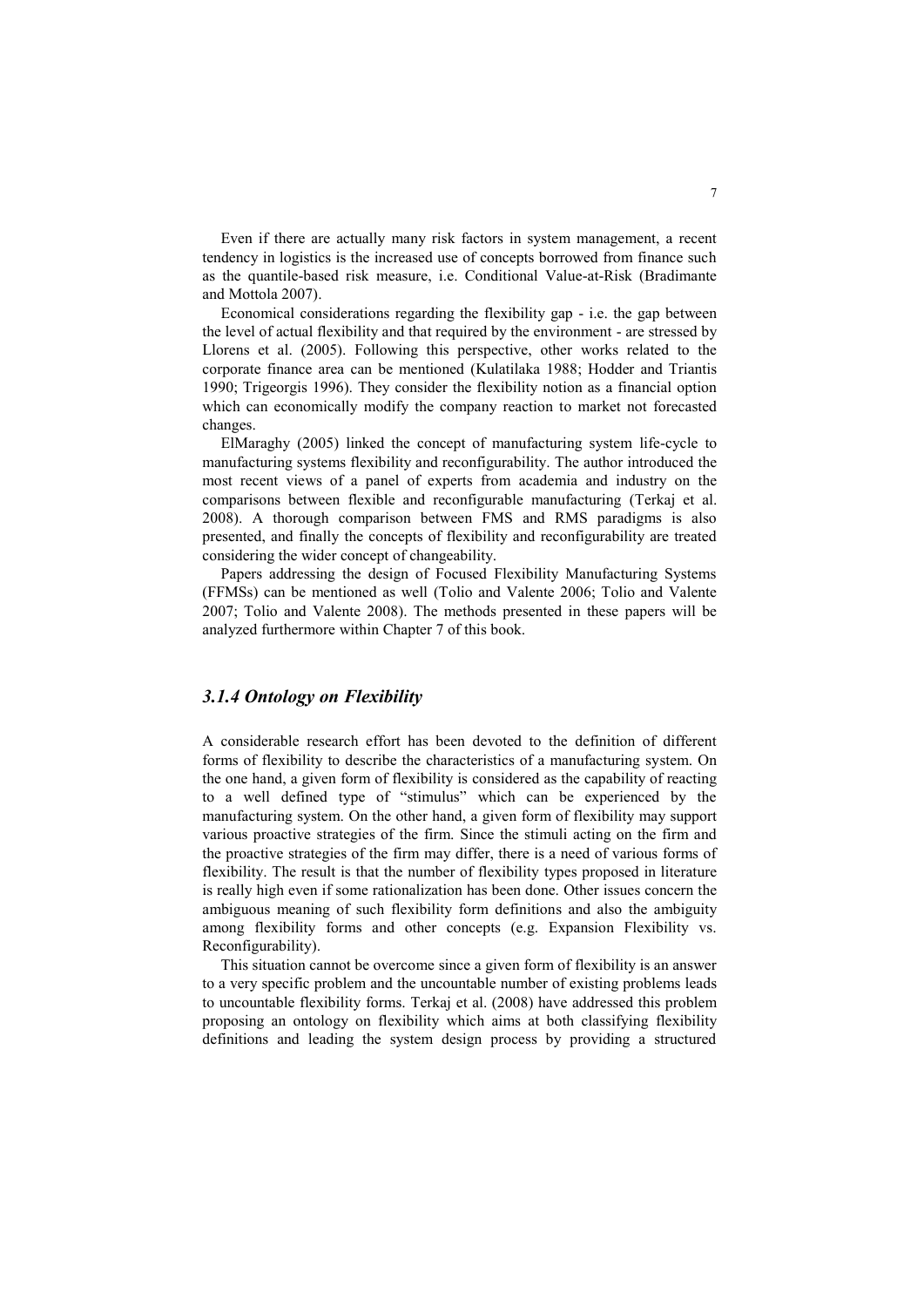Even if there are actually many risk factors in system management, a recent tendency in logistics is the increased use of concepts borrowed from finance such as the quantile-based risk measure, i.e. Conditional Value-at-Risk (Bradimante and Mottola 2007).

Economical considerations regarding the flexibility gap - i.e. the gap between the level of actual flexibility and that required by the environment - are stressed by Llorens et al. (2005). Following this perspective, other works related to the corporate finance area can be mentioned (Kulatilaka 1988; Hodder and Triantis 1990; Trigeorgis 1996). They consider the flexibility notion as a financial option which can economically modify the company reaction to market not forecasted changes.

ElMaraghy (2005) linked the concept of manufacturing system life-cycle to manufacturing systems flexibility and reconfigurability. The author introduced the most recent views of a panel of experts from academia and industry on the comparisons between flexible and reconfigurable manufacturing (Terkaj et al. 2008). A thorough comparison between FMS and RMS paradigms is also presented, and finally the concepts of flexibility and reconfigurability are treated considering the wider concept of changeability.

Papers addressing the design of Focused Flexibility Manufacturing Systems (FFMSs) can be mentioned as well (Tolio and Valente 2006; Tolio and Valente 2007; Tolio and Valente 2008). The methods presented in these papers will be analyzed furthermore within Chapter 7 of this book.

### *3.1.4 Ontology on Flexibility*

A considerable research effort has been devoted to the definition of different forms of flexibility to describe the characteristics of a manufacturing system. On the one hand, a given form of flexibility is considered as the capability of reacting to a well defined type of "stimulus" which can be experienced by the manufacturing system. On the other hand, a given form of flexibility may support various proactive strategies of the firm. Since the stimuli acting on the firm and the proactive strategies of the firm may differ, there is a need of various forms of flexibility. The result is that the number of flexibility types proposed in literature is really high even if some rationalization has been done. Other issues concern the ambiguous meaning of such flexibility form definitions and also the ambiguity among flexibility forms and other concepts (e.g. Expansion Flexibility vs. Reconfigurability).

This situation cannot be overcome since a given form of flexibility is an answer to a very specific problem and the uncountable number of existing problems leads to uncountable flexibility forms. Terkaj et al. (2008) have addressed this problem proposing an ontology on flexibility which aims at both classifying flexibility definitions and leading the system design process by providing a structured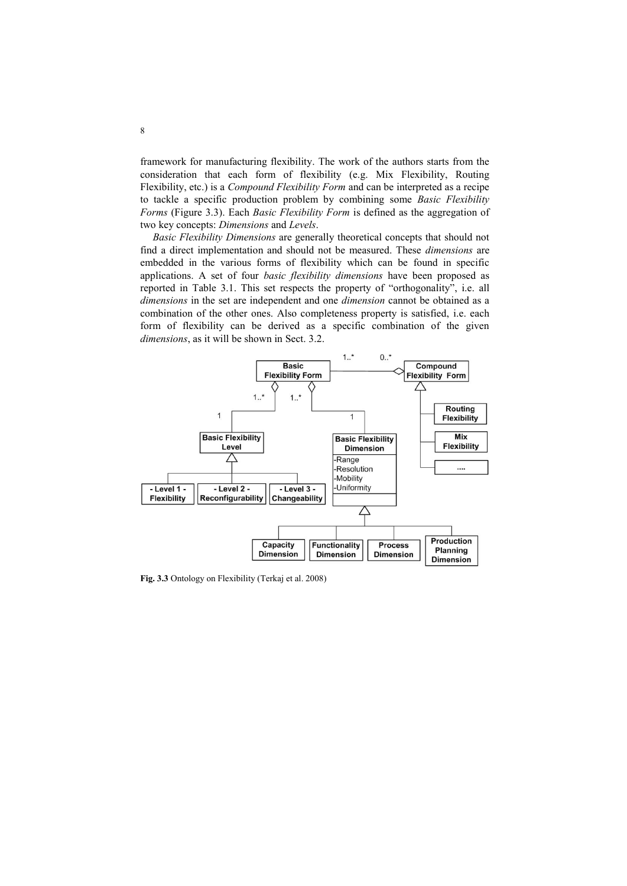framework for manufacturing flexibility. The work of the authors starts from the consideration that each form of flexibility (e.g. Mix Flexibility, Routing Flexibility, etc.) is a *Compound Flexibility Form* and can be interpreted as a recipe to tackle a specific production problem by combining some *Basic Flexibility Forms* (Figure 3.3). Each *Basic Flexibility Form* is defined as the aggregation of two key concepts: *Dimensions* and *Levels*.

*Basic Flexibility Dimensions* are generally theoretical concepts that should not find a direct implementation and should not be measured. These *dimensions* are embedded in the various forms of flexibility which can be found in specific applications. A set of four *basic flexibility dimensions* have been proposed as reported in Table 3.1. This set respects the property of "orthogonality", i.e. all *dimensions* in the set are independent and one *dimension* cannot be obtained as a combination of the other ones. Also completeness property is satisfied, i.e. each form of flexibility can be derived as a specific combination of the given *dimensions*, as it will be shown in Sect. 3.2.

**Fig. 3.3** Ontology on Flexibility (Terkaj et al. 2008)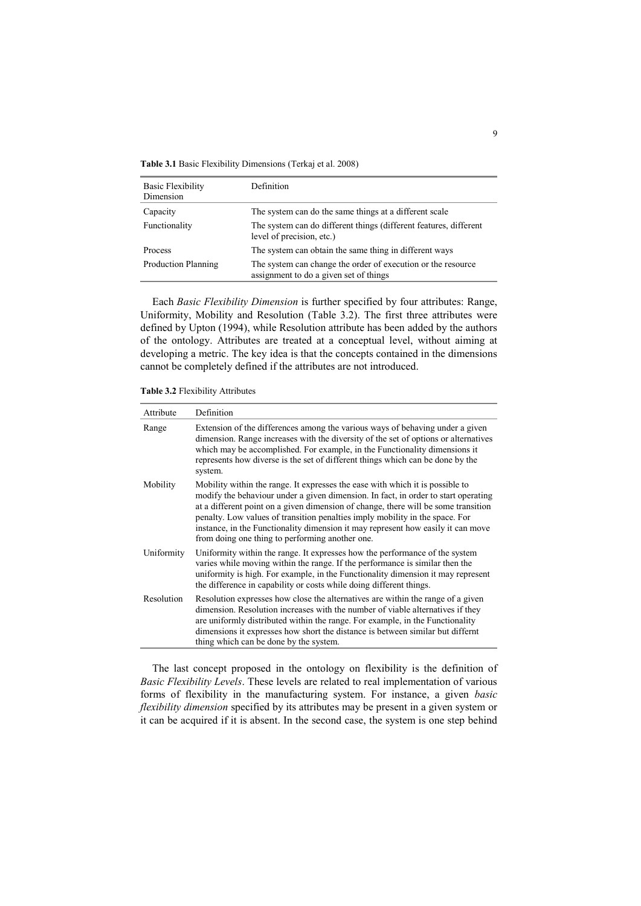**Table 3.1** Basic Flexibility Dimensions (Terkaj et al. 2008)

| Basic Flexibility Dimension | Definition |
|---|---|
| Capacity | The system can do the same things at a different scale |
| Functionality | The system can do different things (different features, different level of precision, etc.) |
| Process | The system can obtain the same thing in different ways |
| Production Planning | The system can change the order of execution or the resource assignment to do a given set of things |

Each *Basic Flexibility Dimension* is further specified by four attributes: Range, Uniformity, Mobility and Resolution (Table 3.2). The first three attributes were defined by Upton (1994), while Resolution attribute has been added by the authors of the ontology. Attributes are treated at a conceptual level, without aiming at developing a metric. The key idea is that the concepts contained in the dimensions cannot be completely defined if the attributes are not introduced.

**Table 3.2** Flexibility Attributes

| Attribute | Definition |
|---|---|
| Range | Extension of the differences among the various ways of behaving under a given dimension. Range increases with the diversity of the set of options or alternatives which may be accomplished. For example, in the Functionality dimensions it represents how diverse is the set of different things which can be done by the system. |
| Mobility | Mobility within the range. It expresses the ease with which it is possible to modify the behaviour under a given dimension. In fact, in order to start operating at a different point on a given dimension of change, there will be some transition penalty. Low values of transition penalties imply mobility in the space. For instance, in the Functionality dimension it may represent how easily it can move from doing one thing to performing another one. |
| Uniformity | Uniformity within the range. It expresses how the performance of the system varies while moving within the range. If the performance is similar then the uniformity is high. For example, in the Functionality dimension it may represent the difference in capability or costs while doing different things. |
| Resolution | Resolution expresses how close the alternatives are within the range of a given dimension. Resolution increases with the number of viable alternatives if they are uniformly distributed within the range. For example, in the Functionality dimensions it expresses how short the distance is between similar but differnt thing which can be done by the system. |

The last concept proposed in the ontology on flexibility is the definition of *Basic Flexibility Levels*. These levels are related to real implementation of various forms of flexibility in the manufacturing system. For instance, a given *basic flexibility dimension* specified by its attributes may be present in a given system or it can be acquired if it is absent. In the second case, the system is one step behind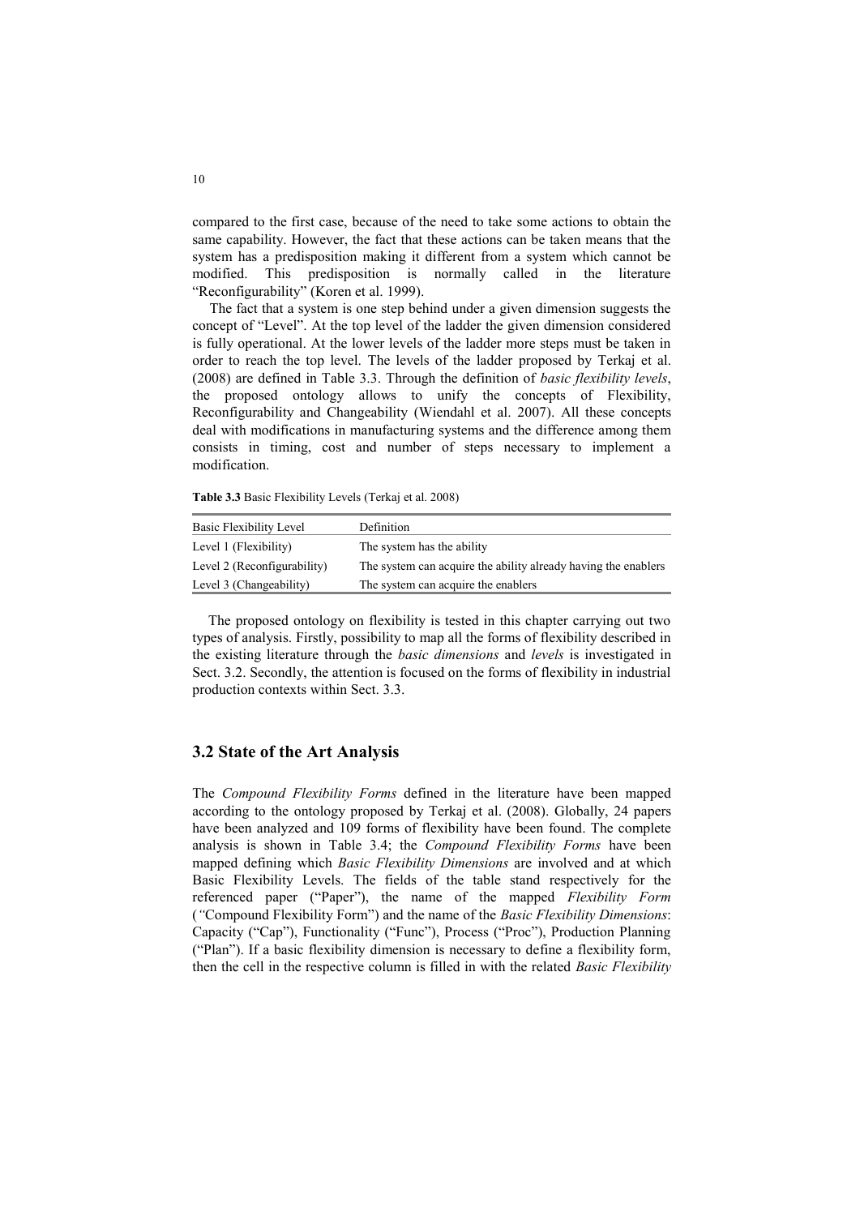compared to the first case, because of the need to take some actions to obtain the same capability. However, the fact that these actions can be taken means that the system has a predisposition making it different from a system which cannot be modified. This predisposition is normally called in the literature "Reconfigurability" (Koren et al. 1999).

The fact that a system is one step behind under a given dimension suggests the concept of "Level". At the top level of the ladder the given dimension considered is fully operational. At the lower levels of the ladder more steps must be taken in order to reach the top level. The levels of the ladder proposed by Terkaj et al. (2008) are defined in Table 3.3. Through the definition of *basic flexibility levels*, the proposed ontology allows to unify the concepts of Flexibility, Reconfigurability and Changeability (Wiendahl et al. 2007). All these concepts deal with modifications in manufacturing systems and the difference among them consists in timing, cost and number of steps necessary to implement a modification.

**Table 3.3** Basic Flexibility Levels (Terkaj et al. 2008)

| Basic Flexibility Level | Definition |
|---|---|
| Level 1 (Flexibility) | The system has the ability |
| Level 2 (Reconfigurability) | The system can acquire the ability already having the enablers |
| Level 3 (Changeability) | The system can acquire the enablers |

The proposed ontology on flexibility is tested in this chapter carrying out two types of analysis. Firstly, possibility to map all the forms of flexibility described in the existing literature through the *basic dimensions* and *levels* is investigated in Sect. 3.2. Secondly, the attention is focused on the forms of flexibility in industrial production contexts within Sect. 3.3.

## 3.2 State of the Art Analysis

The *Compound Flexibility Forms* defined in the literature have been mapped according to the ontology proposed by Terkaj et al. (2008). Globally, 24 papers have been analyzed and 109 forms of flexibility have been found. The complete analysis is shown in Table 3.4; the *Compound Flexibility Forms* have been mapped defining which *Basic Flexibility Dimensions* are involved and at which Basic Flexibility Levels. The fields of the table stand respectively for the referenced paper ("Paper"), the name of the mapped *Flexibility Form* (*"*Compound Flexibility Form") and the name of the *Basic Flexibility Dimensions*: Capacity ("Cap"), Functionality ("Func"), Process ("Proc"), Production Planning ("Plan"). If a basic flexibility dimension is necessary to define a flexibility form, then the cell in the respective column is filled in with the related *Basic Flexibility*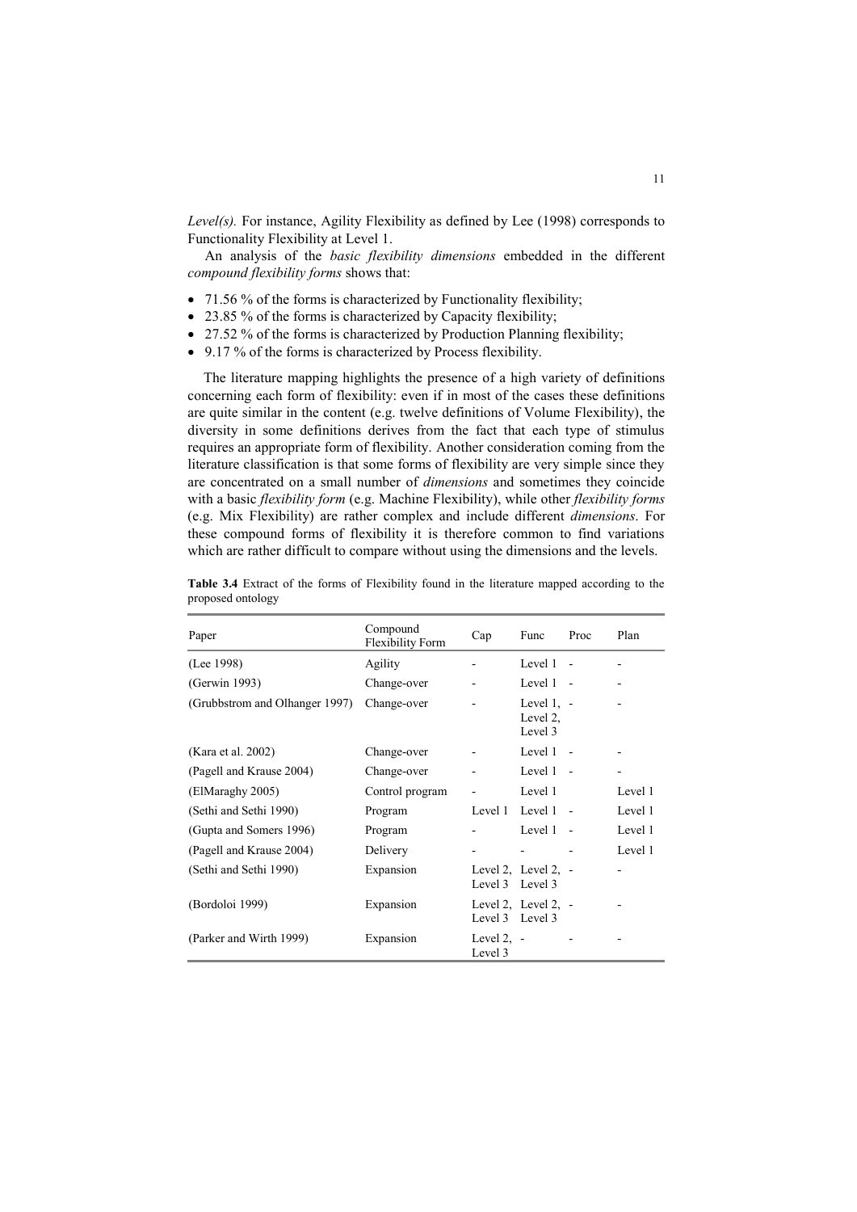*Level(s).* For instance, Agility Flexibility as defined by Lee (1998) corresponds to Functionality Flexibility at Level 1.

An analysis of the *basic flexibility dimensions* embedded in the different *compound flexibility forms* shows that:

- 71.56 % of the forms is characterized by Functionality flexibility;
- 23.85 % of the forms is characterized by Capacity flexibility;
- 27.52 % of the forms is characterized by Production Planning flexibility;
- 9.17 % of the forms is characterized by Process flexibility.

The literature mapping highlights the presence of a high variety of definitions concerning each form of flexibility: even if in most of the cases these definitions are quite similar in the content (e.g. twelve definitions of Volume Flexibility), the diversity in some definitions derives from the fact that each type of stimulus requires an appropriate form of flexibility. Another consideration coming from the literature classification is that some forms of flexibility are very simple since they are concentrated on a small number of *dimensions* and sometimes they coincide with a basic *flexibility form* (e.g. Machine Flexibility), while other *flexibility forms* (e.g. Mix Flexibility) are rather complex and include different *dimensions*. For these compound forms of flexibility it is therefore common to find variations which are rather difficult to compare without using the dimensions and the levels.

**Table 3.4** Extract of the forms of Flexibility found in the literature mapped according to the proposed ontology

| Paper | Compound Flexibility Form | Cap | Func | Proc | Plan |
|---|---|---|---|---|---|
| (Lee 1998) | Agility | - | Level 1 | - | - |
| (Gerwin 1993) | Change-over | - | Level 1 | - | - |
| (Grubbstrom and Olhanger 1997) | Change-over | - | Level 1, Level 2, Level 3 | - | - |
| (Kara et al. 2002) | Change-over | - | Level 1 | - | - |
| (Pagell and Krause 2004) | Change-over | - | Level 1 | - | - |
| (ElMaraghy 2005) | Control program | - | Level 1 | | Level 1 |
| (Sethi and Sethi 1990) | Program | Level 1 | Level 1 | - | Level 1 |
| (Gupta and Somers 1996) | Program | - | Level 1 | - | Level 1 |
| (Pagell and Krause 2004) | Delivery | - | - | - | Level 1 |
| (Sethi and Sethi 1990) | Expansion | Level 2, Level 3 | Level 2, Level 3 | - | - |
| (Bordoloi 1999) | Expansion | Level 2, Level 3 | Level 2, Level 3 | - | - |
| (Parker and Wirth 1999) | Expansion | Level 2, Level 3 | - | - | - |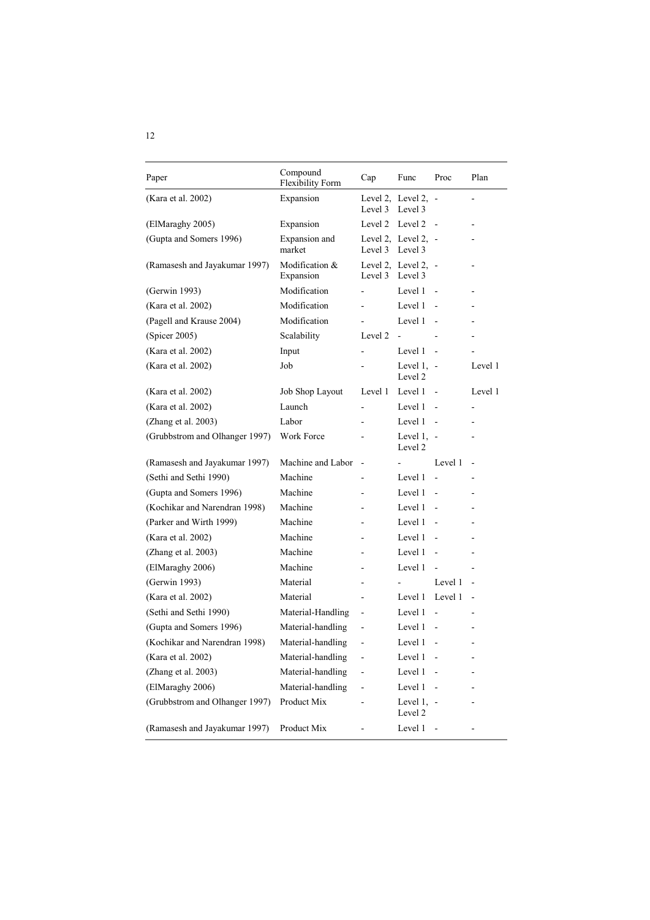| Paper | Compound Flexibility Form | Cap | Func | Proc | Plan |
|---|---|---|---|---|---|
| (Kara et al. 2002) | Expansion | Level 2, Level 3 | Level 2, Level 3 | - | - |
| (ElMaraghy 2005) | Expansion | Level 2 | Level 2 | - | - |
| (Gupta and Somers 1996) | Expansion and market | Level 2, Level 3 | Level 2, Level 3 | - | - |
| (Ramasesh and Jayakumar 1997) | Modification & Expansion | Level 2, Level 3 | Level 2, Level 3 | - | - |
| (Gerwin 1993) | Modification | - | Level 1 | - | - |
| (Kara et al. 2002) | Modification | - | Level 1 | - | - |
| (Pagell and Krause 2004) | Modification | - | Level 1 | - | - |
| (Spicer 2005) | Scalability | Level 2 | - | - | - |
| (Kara et al. 2002) | Input | - | Level 1 | - | - |
| (Kara et al. 2002) | Job | - | Level 1, Level 2 | - | Level 1 |
| (Kara et al. 2002) | Job Shop Layout | Level 1 | Level 1 | - | Level 1 |
| (Kara et al. 2002) | Launch | - | Level 1 | - | - |
| (Zhang et al. 2003) | Labor | - | Level 1 | - | - |
| (Grubbstrom and Olhanger 1997) | Work Force | - | Level 1, Level 2 | - | - |
| (Ramasesh and Jayakumar 1997) | Machine and Labor | - | - | Level 1 | - |
| (Sethi and Sethi 1990) | Machine | - | Level 1 | - | - |
| (Gupta and Somers 1996) | Machine | - | Level 1 | - | - |
| (Kochikar and Narendran 1998) | Machine | - | Level 1 | - | - |
| (Parker and Wirth 1999) | Machine | - | Level 1 | - | - |
| (Kara et al. 2002) | Machine | - | Level 1 | - | - |
| (Zhang et al. 2003) | Machine | - | Level 1 | - | - |
| (ElMaraghy 2006) | Machine | - | Level 1 | - | - |
| (Gerwin 1993) | Material | - | - | Level 1 | - |
| (Kara et al. 2002) | Material | - | Level 1 | Level 1 | - |
| (Sethi and Sethi 1990) | Material-Handling | - | Level 1 | - | - |
| (Gupta and Somers 1996) | Material-handling | - | Level 1 | - | - |
| (Kochikar and Narendran 1998) | Material-handling | - | Level 1 | - | - |
| (Kara et al. 2002) | Material-handling | - | Level 1 | - | - |
| (Zhang et al. 2003) | Material-handling | - | Level 1 | - | - |
| (ElMaraghy 2006) | Material-handling | - | Level 1 | - | - |
| (Grubbstrom and Olhanger 1997) | Product Mix | - | Level 1, Level 2 | - | - |
| (Ramasesh and Jayakumar 1997) | Product Mix | - | Level 1 | - | - |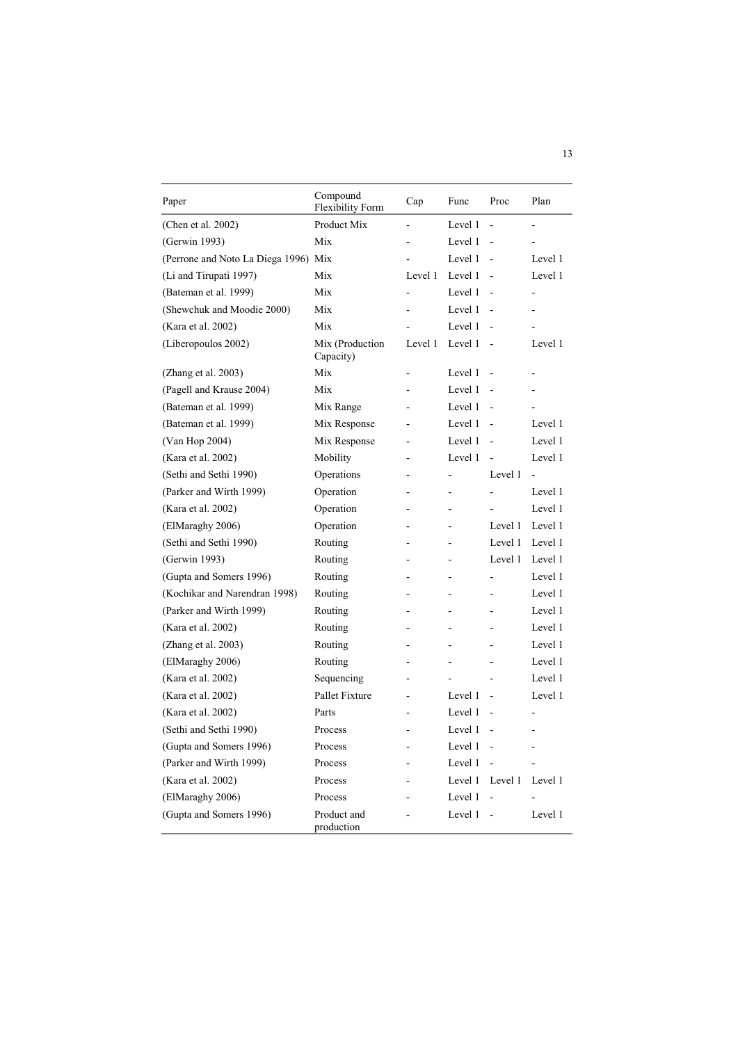| Paper | Compound Flexibility Form | Cap | Func | Proc | Plan |
|---|---|---|---|---|---|
| (Chen et al. 2002) | Product Mix | - | Level 1 | - | - |
| (Gerwin 1993) | Mix | - | Level 1 | - | - |
| (Perrone and Noto La Diega 1996) | Mix | - | Level 1 | - | Level 1 |
| (Li and Tirupati 1997) | Mix | Level 1 | Level 1 | - | Level 1 |
| (Bateman et al. 1999) | Mix | - | Level 1 | - | - |
| (Shewchuk and Moodie 2000) | Mix | - | Level 1 | - | - |
| (Kara et al. 2002) | Mix | - | Level 1 | - | - |
| (Liberopoulos 2002) | Mix (Production Capacity) | Level 1 | Level 1 | - | Level 1 |
| (Zhang et al. 2003) | Mix | - | Level 1 | - | - |
| (Pagell and Krause 2004) | Mix | - | Level 1 | - | - |
| (Bateman et al. 1999) | Mix Range | - | Level 1 | - | - |
| (Bateman et al. 1999) | Mix Response | - | Level 1 | - | Level 1 |
| (Van Hop 2004) | Mix Response | - | Level 1 | - | Level 1 |
| (Kara et al. 2002) | Mobility | - | Level 1 | - | Level 1 |
| (Sethi and Sethi 1990) | Operations | - | - | Level 1 | - |
| (Parker and Wirth 1999) | Operation | - | - | - | Level 1 |
| (Kara et al. 2002) | Operation | - | - | - | Level 1 |
| (ElMaraghy 2006) | Operation | - | - | Level 1 | Level 1 |
| (Sethi and Sethi 1990) | Routing | - | - | Level 1 | Level 1 |
| (Gerwin 1993) | Routing | - | - | Level 1 | Level 1 |
| (Gupta and Somers 1996) | Routing | - | - | - | Level 1 |
| (Kochikar and Narendran 1998) | Routing | - | - | - | Level 1 |
| (Parker and Wirth 1999) | Routing | - | - | - | Level 1 |
| (Kara et al. 2002) | Routing | - | - | - | Level 1 |
| (Zhang et al. 2003) | Routing | - | - | - | Level 1 |
| (ElMaraghy 2006) | Routing | - | - | - | Level 1 |
| (Kara et al. 2002) | Sequencing | - | - | - | Level 1 |
| (Kara et al. 2002) | Pallet Fixture | - | Level 1 | - | Level 1 |
| (Kara et al. 2002) | Parts | - | Level 1 | - | - |
| (Sethi and Sethi 1990) | Process | - | Level 1 | - | - |
| (Gupta and Somers 1996) | Process | - | Level 1 | - | - |
| (Parker and Wirth 1999) | Process | - | Level 1 | - | - |
| (Kara et al. 2002) | Process | - | Level 1 | Level 1 | Level 1 |
| (ElMaraghy 2006) | Process | - | Level 1 | - | - |
| (Gupta and Somers 1996) | Product and production | - | Level 1 | - | Level 1 |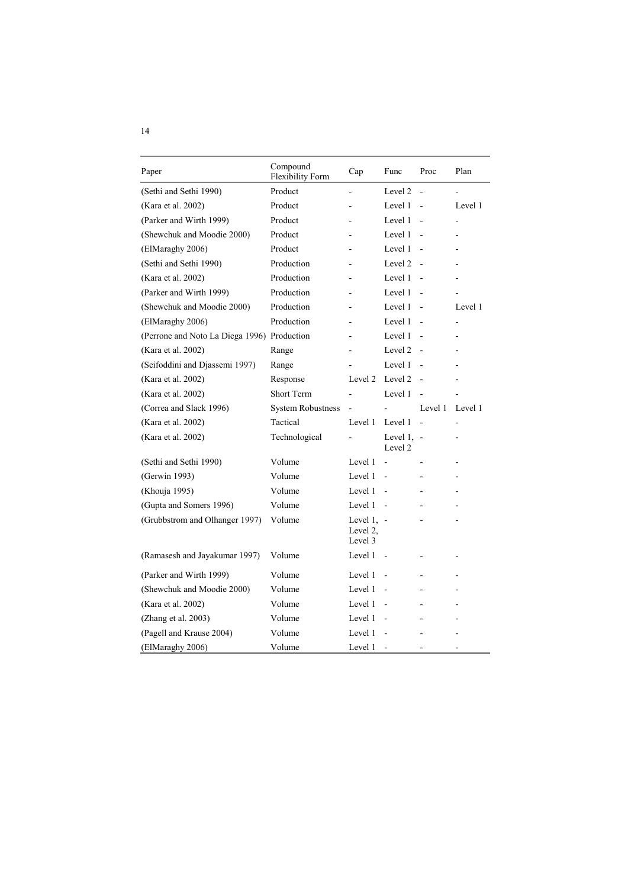| Paper | Compound Flexibility Form | Cap | Func | Proc | Plan |
|---|---|---|---|---|---|
| (Sethi and Sethi 1990) | Product | - | Level 2 | - | - |
| (Kara et al. 2002) | Product | - | Level 1 | - | Level 1 |
| (Parker and Wirth 1999) | Product | - | Level 1 | - | - |
| (Shewchuk and Moodie 2000) | Product | - | Level 1 | - | - |
| (ElMaraghy 2006) | Product | - | Level 1 | - | - |
| (Sethi and Sethi 1990) | Production | - | Level 2 | - | - |
| (Kara et al. 2002) | Production | - | Level 1 | - | - |
| (Parker and Wirth 1999) | Production | - | Level 1 | - | - |
| (Shewchuk and Moodie 2000) | Production | - | Level 1 | - | Level 1 |
| (ElMaraghy 2006) | Production | - | Level 1 | - | - |
| (Perrone and Noto La Diega 1996) | Production | - | Level 1 | - | - |
| (Kara et al. 2002) | Range | - | Level 2 | - | - |
| (Seifoddini and Djassemi 1997) | Range | - | Level 1 | - | - |
| (Kara et al. 2002) | Response | Level 2 | Level 2 | - | - |
| (Kara et al. 2002) | Short Term | - | Level 1 | - | - |
| (Correa and Slack 1996) | System Robustness | - | - | Level 1 | Level 1 |
| (Kara et al. 2002) | Tactical | Level 1 | Level 1 | - | - |
| (Kara et al. 2002) | Technological | - | Level 1, Level 2 | - | - |
| (Sethi and Sethi 1990) | Volume | Level 1 | - | - | - |
| (Gerwin 1993) | Volume | Level 1 | - | - | - |
| (Khouja 1995) | Volume | Level 1 | - | - | - |
| (Gupta and Somers 1996) | Volume | Level 1 | - | - | - |
| (Grubbstrom and Olhanger 1997) | Volume | Level 1, Level 2, Level 3 | - | - | - |
| (Ramasesh and Jayakumar 1997) | Volume | Level 1 | - | - | - |
| (Parker and Wirth 1999) | Volume | Level 1 | - | - | - |
| (Shewchuk and Moodie 2000) | Volume | Level 1 | - | - | - |
| (Kara et al. 2002) | Volume | Level 1 | - | - | - |
| (Zhang et al. 2003) | Volume | Level 1 | - | - | - |
| (Pagell and Krause 2004) | Volume | Level 1 | - | - | - |
| (ElMaraghy 2006) | Volume | Level 1 | - | - | - |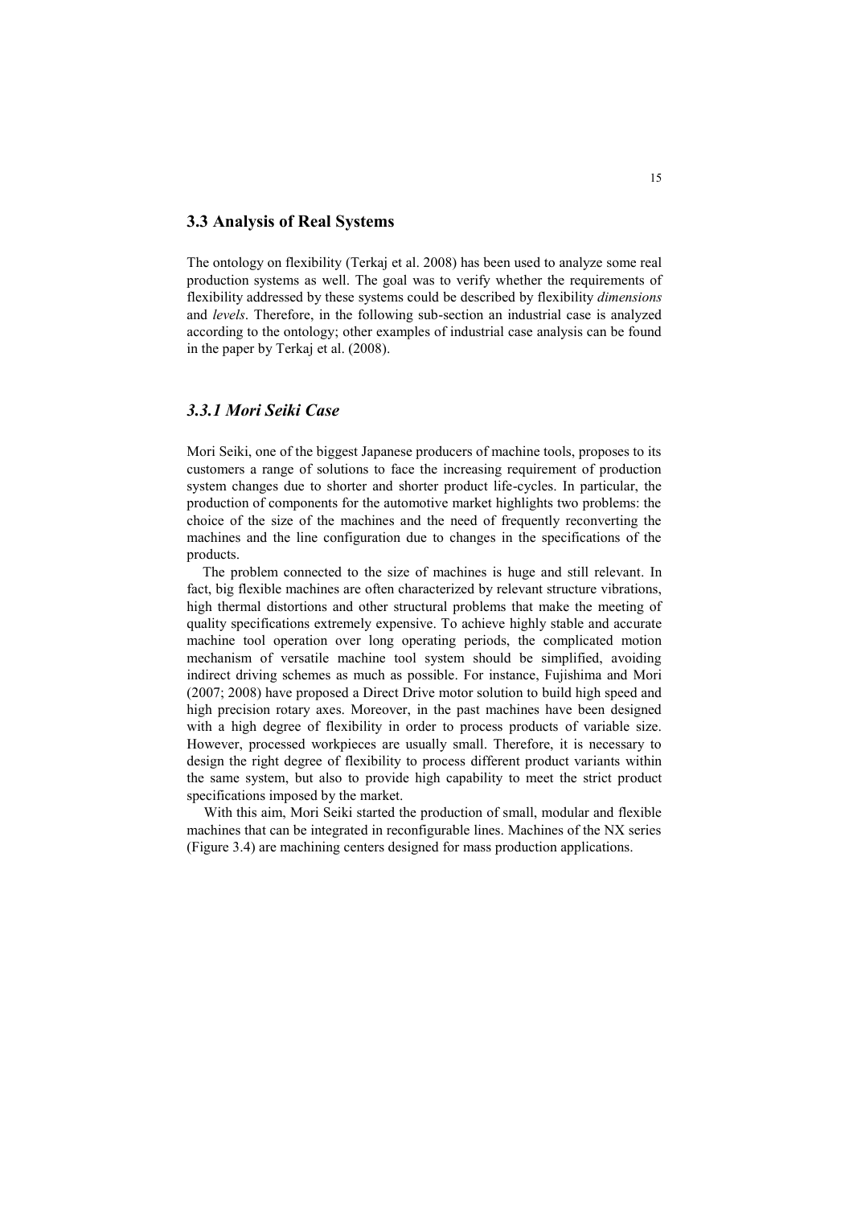## 3.3 Analysis of Real Systems

The ontology on flexibility (Terkaj et al. 2008) has been used to analyze some real production systems as well. The goal was to verify whether the requirements of flexibility addressed by these systems could be described by flexibility *dimensions* and *levels*. Therefore, in the following sub-section an industrial case is analyzed according to the ontology; other examples of industrial case analysis can be found in the paper by Terkaj et al. (2008).

### *3.3.1 Mori Seiki Case*

Mori Seiki, one of the biggest Japanese producers of machine tools, proposes to its customers a range of solutions to face the increasing requirement of production system changes due to shorter and shorter product life-cycles. In particular, the production of components for the automotive market highlights two problems: the choice of the size of the machines and the need of frequently reconverting the machines and the line configuration due to changes in the specifications of the products.

The problem connected to the size of machines is huge and still relevant. In fact, big flexible machines are often characterized by relevant structure vibrations, high thermal distortions and other structural problems that make the meeting of quality specifications extremely expensive. To achieve highly stable and accurate machine tool operation over long operating periods, the complicated motion mechanism of versatile machine tool system should be simplified, avoiding indirect driving schemes as much as possible. For instance, Fujishima and Mori (2007; 2008) have proposed a Direct Drive motor solution to build high speed and high precision rotary axes. Moreover, in the past machines have been designed with a high degree of flexibility in order to process products of variable size. However, processed workpieces are usually small. Therefore, it is necessary to design the right degree of flexibility to process different product variants within the same system, but also to provide high capability to meet the strict product specifications imposed by the market.

With this aim, Mori Seiki started the production of small, modular and flexible machines that can be integrated in reconfigurable lines. Machines of the NX series (Figure 3.4) are machining centers designed for mass production applications.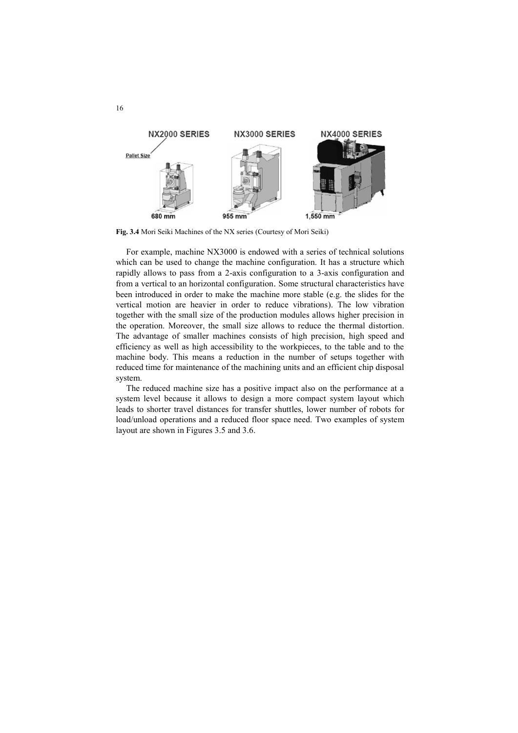**Fig. 3.4** Mori Seiki Machines of the NX series (Courtesy of Mori Seiki)

For example, machine NX3000 is endowed with a series of technical solutions which can be used to change the machine configuration. It has a structure which rapidly allows to pass from a 2-axis configuration to a 3-axis configuration and from a vertical to an horizontal configuration. Some structural characteristics have been introduced in order to make the machine more stable (e.g. the slides for the vertical motion are heavier in order to reduce vibrations). The low vibration together with the small size of the production modules allows higher precision in the operation. Moreover, the small size allows to reduce the thermal distortion. The advantage of smaller machines consists of high precision, high speed and efficiency as well as high accessibility to the workpieces, to the table and to the machine body. This means a reduction in the number of setups together with reduced time for maintenance of the machining units and an efficient chip disposal system.

The reduced machine size has a positive impact also on the performance at a system level because it allows to design a more compact system layout which leads to shorter travel distances for transfer shuttles, lower number of robots for load/unload operations and a reduced floor space need. Two examples of system layout are shown in Figures 3.5 and 3.6.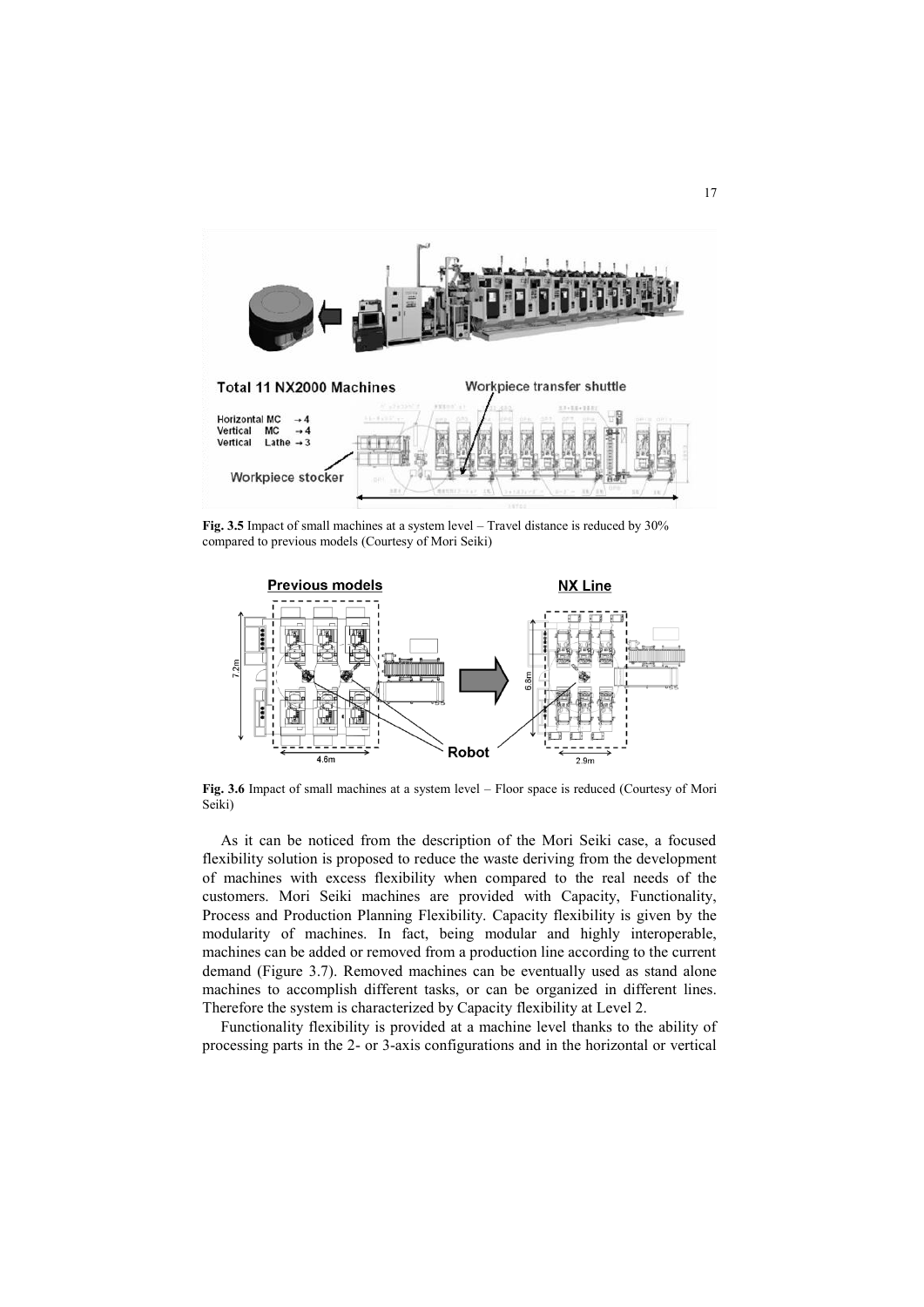**Fig. 3.5** Impact of small machines at a system level – Travel distance is reduced by 30% compared to previous models (Courtesy of Mori Seiki)

**Fig. 3.6** Impact of small machines at a system level – Floor space is reduced (Courtesy of Mori Seiki)

As it can be noticed from the description of the Mori Seiki case, a focused flexibility solution is proposed to reduce the waste deriving from the development of machines with excess flexibility when compared to the real needs of the customers. Mori Seiki machines are provided with Capacity, Functionality, Process and Production Planning Flexibility. Capacity flexibility is given by the modularity of machines. In fact, being modular and highly interoperable, machines can be added or removed from a production line according to the current demand (Figure 3.7). Removed machines can be eventually used as stand alone machines to accomplish different tasks, or can be organized in different lines. Therefore the system is characterized by Capacity flexibility at Level 2.

Functionality flexibility is provided at a machine level thanks to the ability of processing parts in the 2- or 3-axis configurations and in the horizontal or vertical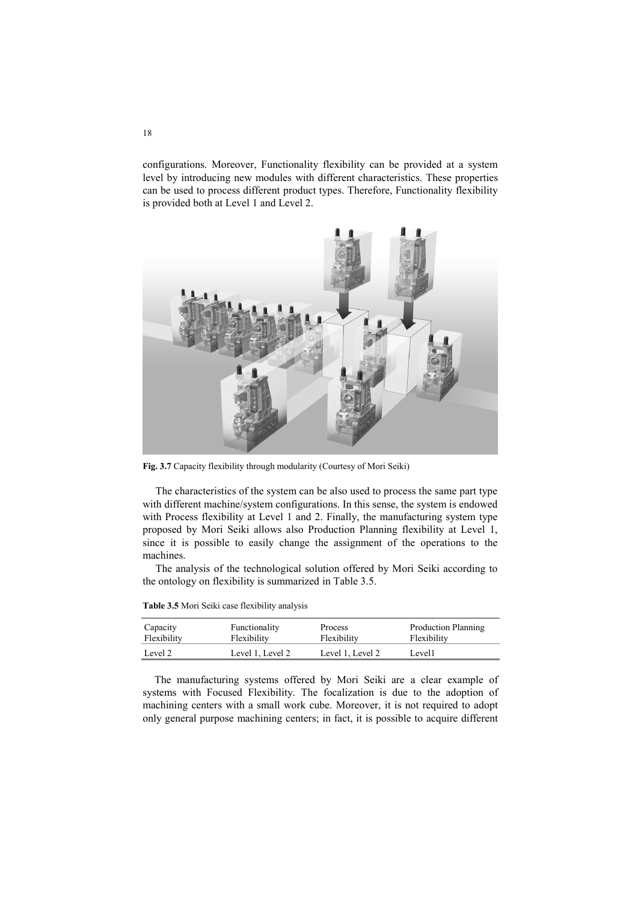configurations. Moreover, Functionality flexibility can be provided at a system level by introducing new modules with different characteristics. These properties can be used to process different product types. Therefore, Functionality flexibility is provided both at Level 1 and Level 2.

**Fig. 3.7** Capacity flexibility through modularity (Courtesy of Mori Seiki)

The characteristics of the system can be also used to process the same part type with different machine/system configurations. In this sense, the system is endowed with Process flexibility at Level 1 and 2. Finally, the manufacturing system type proposed by Mori Seiki allows also Production Planning flexibility at Level 1, since it is possible to easily change the assignment of the operations to the machines.

The analysis of the technological solution offered by Mori Seiki according to the ontology on flexibility is summarized in Table 3.5.

**Table 3.5** Mori Seiki case flexibility analysis

| Capacity Flexibility | Functionality Flexibility | Process Flexibility | Production Planning Flexibility |
|---|---|---|---|
| Level 2 | Level 1, Level 2 | Level 1, Level 2 | Level1 |

The manufacturing systems offered by Mori Seiki are a clear example of systems with Focused Flexibility. The focalization is due to the adoption of machining centers with a small work cube. Moreover, it is not required to adopt only general purpose machining centers; in fact, it is possible to acquire different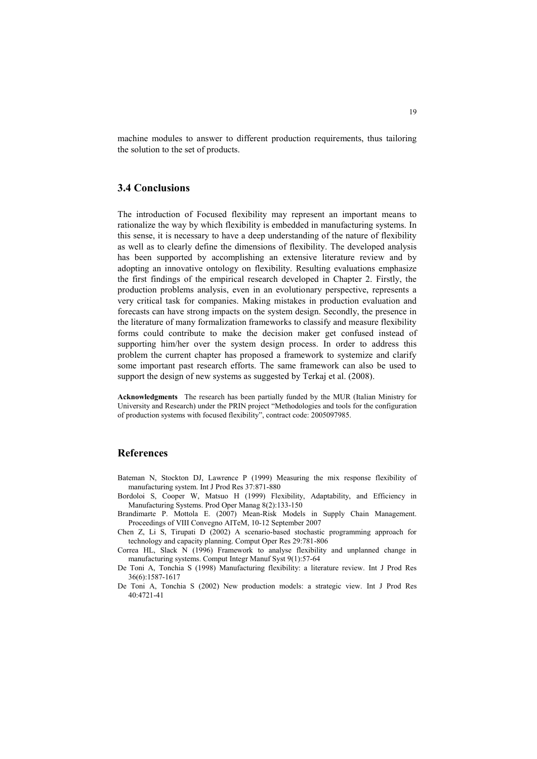machine modules to answer to different production requirements, thus tailoring the solution to the set of products.

## 3.4 Conclusions

The introduction of Focused flexibility may represent an important means to rationalize the way by which flexibility is embedded in manufacturing systems. In this sense, it is necessary to have a deep understanding of the nature of flexibility as well as to clearly define the dimensions of flexibility. The developed analysis has been supported by accomplishing an extensive literature review and by adopting an innovative ontology on flexibility. Resulting evaluations emphasize the first findings of the empirical research developed in Chapter 2. Firstly, the production problems analysis, even in an evolutionary perspective, represents a very critical task for companies. Making mistakes in production evaluation and forecasts can have strong impacts on the system design. Secondly, the presence in the literature of many formalization frameworks to classify and measure flexibility forms could contribute to make the decision maker get confused instead of supporting him/her over the system design process. In order to address this problem the current chapter has proposed a framework to systemize and clarify some important past research efforts. The same framework can also be used to support the design of new systems as suggested by Terkaj et al. (2008).

**Acknowledgments** The research has been partially funded by the MUR (Italian Ministry for University and Research) under the PRIN project "Methodologies and tools for the configuration of production systems with focused flexibility", contract code: 2005097985.

## References

Bateman N, Stockton DJ, Lawrence P (1999) Measuring the mix response flexibility of manufacturing system. Int J Prod Res 37:871-880

Bordoloi S, Cooper W, Matsuo H (1999) Flexibility, Adaptability, and Efficiency in Manufacturing Systems. Prod Oper Manag 8(2):133-150

Brandimarte P. Mottola E. (2007) Mean-Risk Models in Supply Chain Management. Proceedings of VIII Convegno AITeM, 10-12 September 2007

Chen Z, Li S, Tirupati D (2002) A scenario-based stochastic programming approach for technology and capacity planning. Comput Oper Res 29:781-806

Correa HL, Slack N (1996) Framework to analyse flexibility and unplanned change in manufacturing systems. Comput Integr Manuf Syst 9(1):57-64

De Toni A, Tonchia S (1998) Manufacturing flexibility: a literature review. Int J Prod Res 36(6):1587-1617

De Toni A, Tonchia S (2002) New production models: a strategic view. Int J Prod Res 40:4721-41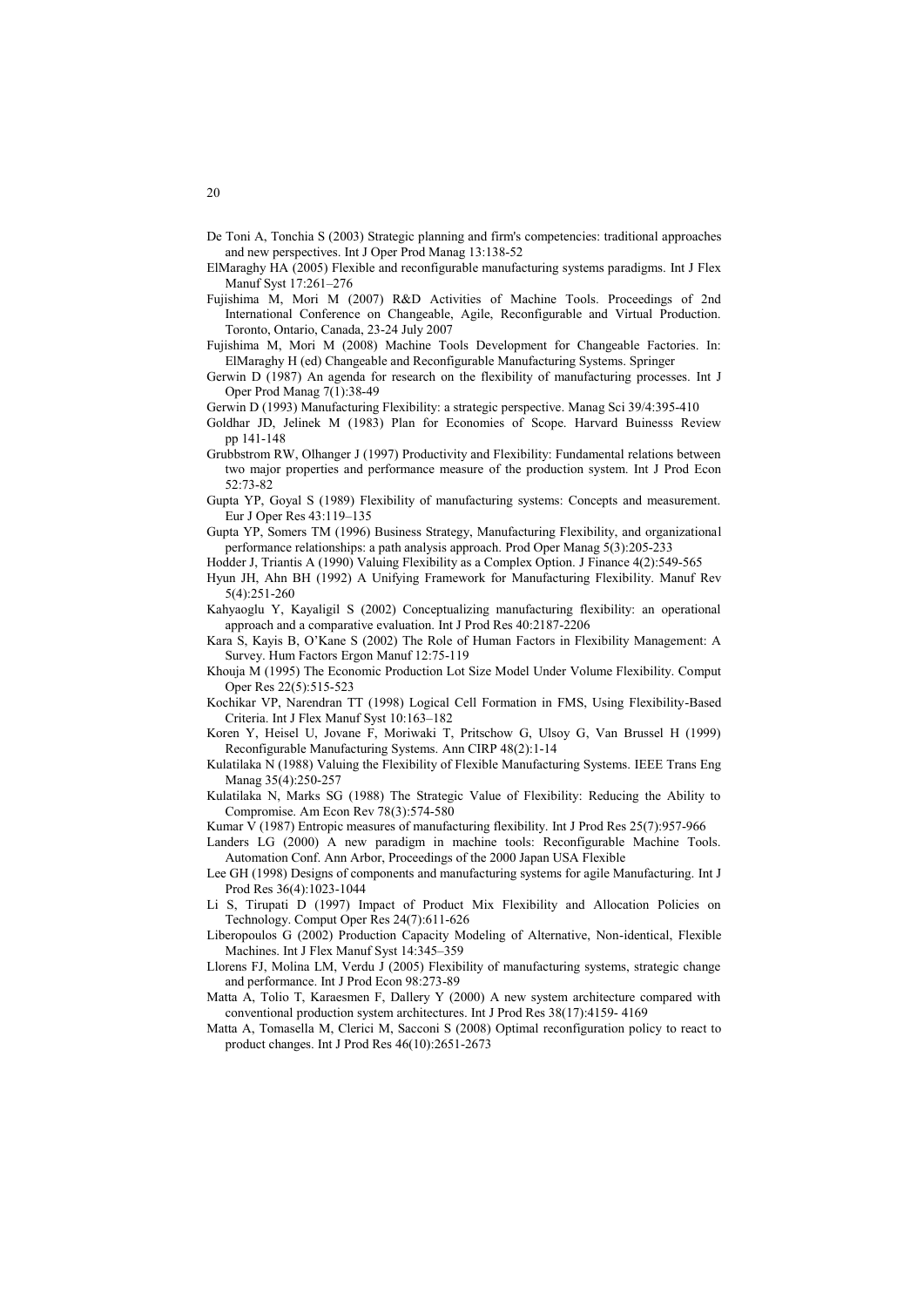De Toni A, Tonchia S (2003) Strategic planning and firm's competencies: traditional approaches and new perspectives. Int J Oper Prod Manag 13:138-52

ElMaraghy HA (2005) Flexible and reconfigurable manufacturing systems paradigms. Int J Flex Manuf Syst 17:261–276

Fujishima M, Mori M (2007) R&D Activities of Machine Tools. Proceedings of 2nd International Conference on Changeable, Agile, Reconfigurable and Virtual Production. Toronto, Ontario, Canada, 23-24 July 2007

Fujishima M, Mori M (2008) Machine Tools Development for Changeable Factories. In: ElMaraghy H (ed) Changeable and Reconfigurable Manufacturing Systems. Springer

Gerwin D (1987) An agenda for research on the flexibility of manufacturing processes. Int J Oper Prod Manag 7(1):38-49

Gerwin D (1993) Manufacturing Flexibility: a strategic perspective. Manag Sci 39/4:395-410

Goldhar JD, Jelinek M (1983) Plan for Economies of Scope. Harvard Buinesss Review pp 141-148

Grubbstrom RW, Olhanger J (1997) Productivity and Flexibility: Fundamental relations between two major properties and performance measure of the production system. Int J Prod Econ 52:73-82

Gupta YP, Goyal S (1989) Flexibility of manufacturing systems: Concepts and measurement. Eur J Oper Res 43:119–135

Gupta YP, Somers TM (1996) Business Strategy, Manufacturing Flexibility, and organizational performance relationships: a path analysis approach. Prod Oper Manag 5(3):205-233

Hodder J, Triantis A (1990) Valuing Flexibility as a Complex Option. J Finance 4(2):549-565

Hyun JH, Ahn BH (1992) A Unifying Framework for Manufacturing Flexibility. Manuf Rev 5(4):251-260

Kahyaoglu Y, Kayaligil S (2002) Conceptualizing manufacturing flexibility: an operational approach and a comparative evaluation. Int J Prod Res 40:2187-2206

Kara S, Kayis B, O'Kane S (2002) The Role of Human Factors in Flexibility Management: A Survey. Hum Factors Ergon Manuf 12:75-119

Khouja M (1995) The Economic Production Lot Size Model Under Volume Flexibility. Comput Oper Res 22(5):515-523

Kochikar VP, Narendran TT (1998) Logical Cell Formation in FMS, Using Flexibility-Based Criteria. Int J Flex Manuf Syst 10:163–182

Koren Y, Heisel U, Jovane F, Moriwaki T, Pritschow G, Ulsoy G, Van Brussel H (1999) Reconfigurable Manufacturing Systems. Ann CIRP 48(2):1-14

Kulatilaka N (1988) Valuing the Flexibility of Flexible Manufacturing Systems. IEEE Trans Eng Manag 35(4):250-257

Kulatilaka N, Marks SG (1988) The Strategic Value of Flexibility: Reducing the Ability to Compromise. Am Econ Rev 78(3):574-580

Kumar V (1987) Entropic measures of manufacturing flexibility. Int J Prod Res 25(7):957-966

Landers LG (2000) A new paradigm in machine tools: Reconfigurable Machine Tools. Automation Conf. Ann Arbor, Proceedings of the 2000 Japan USA Flexible

Lee GH (1998) Designs of components and manufacturing systems for agile Manufacturing. Int J Prod Res 36(4):1023-1044

Li S, Tirupati D (1997) Impact of Product Mix Flexibility and Allocation Policies on Technology. Comput Oper Res 24(7):611-626

Liberopoulos G (2002) Production Capacity Modeling of Alternative, Non-identical, Flexible Machines. Int J Flex Manuf Syst 14:345–359

Llorens FJ, Molina LM, Verdu J (2005) Flexibility of manufacturing systems, strategic change and performance. Int J Prod Econ 98:273-89

Matta A, Tolio T, Karaesmen F, Dallery Y (2000) A new system architecture compared with conventional production system architectures. Int J Prod Res 38(17):4159- 4169

Matta A, Tomasella M, Clerici M, Sacconi S (2008) Optimal reconfiguration policy to react to product changes. Int J Prod Res 46(10):2651-2673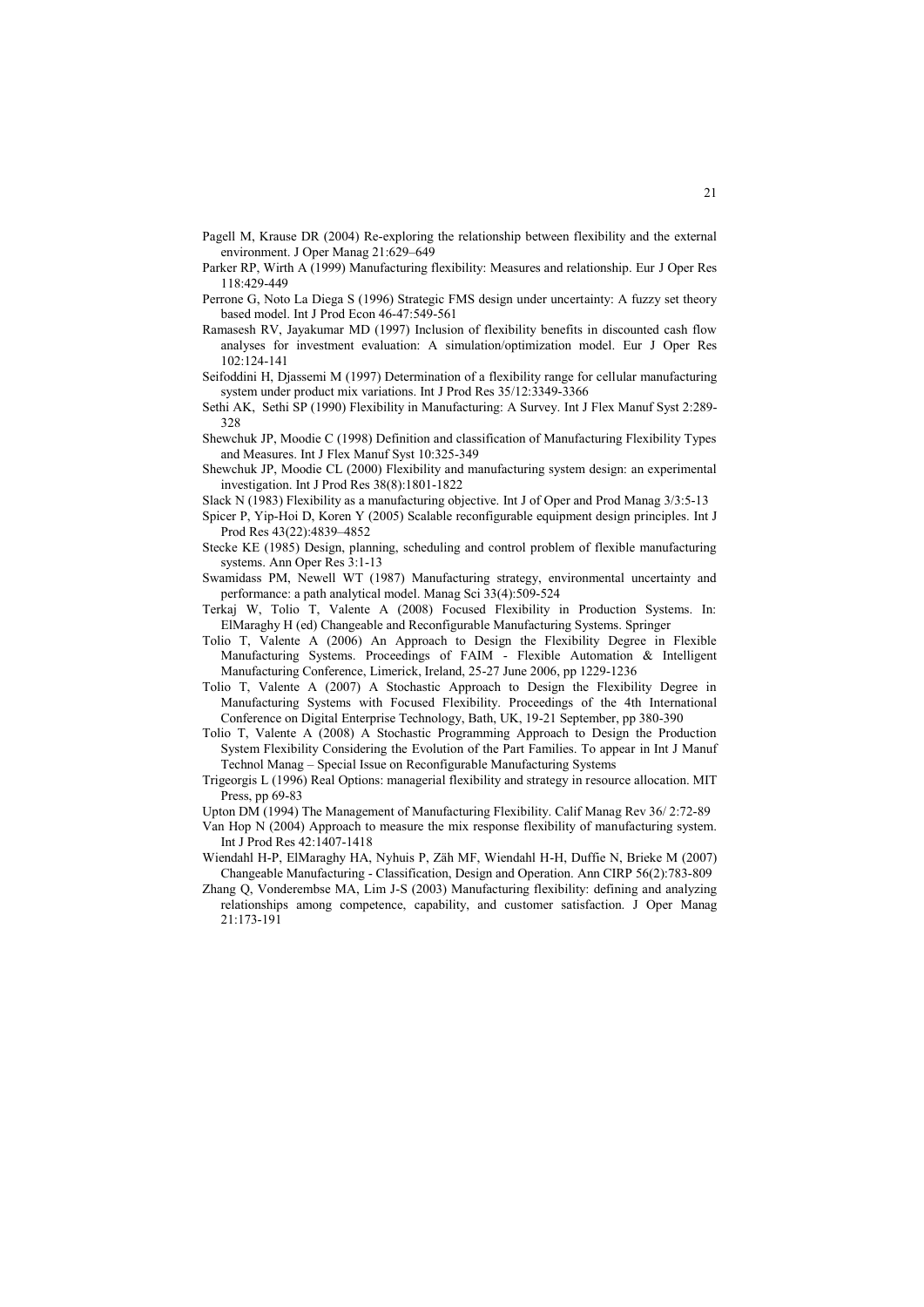Pagell M, Krause DR (2004) Re-exploring the relationship between flexibility and the external environment. J Oper Manag 21:629–649

Parker RP, Wirth A (1999) Manufacturing flexibility: Measures and relationship. Eur J Oper Res 118:429-449

Perrone G, Noto La Diega S (1996) Strategic FMS design under uncertainty: A fuzzy set theory based model. Int J Prod Econ 46-47:549-561

Ramasesh RV, Jayakumar MD (1997) Inclusion of flexibility benefits in discounted cash flow analyses for investment evaluation: A simulation/optimization model. Eur J Oper Res 102:124-141

Seifoddini H, Djassemi M (1997) Determination of a flexibility range for cellular manufacturing system under product mix variations. Int J Prod Res 35/12:3349-3366

Sethi AK, Sethi SP (1990) Flexibility in Manufacturing: A Survey. Int J Flex Manuf Syst 2:289-328

Shewchuk JP, Moodie C (1998) Definition and classification of Manufacturing Flexibility Types and Measures. Int J Flex Manuf Syst 10:325-349

Shewchuk JP, Moodie CL (2000) Flexibility and manufacturing system design: an experimental investigation. Int J Prod Res 38(8):1801-1822

Slack N (1983) Flexibility as a manufacturing objective. Int J of Oper and Prod Manag 3/3:5-13

Spicer P, Yip-Hoi D, Koren Y (2005) Scalable reconfigurable equipment design principles. Int J Prod Res 43(22):4839–4852

Stecke KE (1985) Design, planning, scheduling and control problem of flexible manufacturing systems. Ann Oper Res 3:1-13

Swamidass PM, Newell WT (1987) Manufacturing strategy, environmental uncertainty and performance: a path analytical model. Manag Sci 33(4):509-524

Terkaj W, Tolio T, Valente A (2008) Focused Flexibility in Production Systems. In: ElMaraghy H (ed) Changeable and Reconfigurable Manufacturing Systems. Springer

Tolio T, Valente A (2006) An Approach to Design the Flexibility Degree in Flexible Manufacturing Systems. Proceedings of FAIM - Flexible Automation & Intelligent Manufacturing Conference, Limerick, Ireland, 25-27 June 2006, pp 1229-1236

Tolio T, Valente A (2007) A Stochastic Approach to Design the Flexibility Degree in Manufacturing Systems with Focused Flexibility. Proceedings of the 4th International Conference on Digital Enterprise Technology, Bath, UK, 19-21 September, pp 380-390

Tolio T, Valente A (2008) A Stochastic Programming Approach to Design the Production System Flexibility Considering the Evolution of the Part Families. To appear in Int J Manuf Technol Manag – Special Issue on Reconfigurable Manufacturing Systems

Trigeorgis L (1996) Real Options: managerial flexibility and strategy in resource allocation. MIT Press, pp 69-83

Upton DM (1994) The Management of Manufacturing Flexibility. Calif Manag Rev 36/ 2:72-89

Van Hop N (2004) Approach to measure the mix response flexibility of manufacturing system. Int J Prod Res 42:1407-1418

Wiendahl H-P, ElMaraghy HA, Nyhuis P, Zäh MF, Wiendahl H-H, Duffie N, Brieke M (2007) Changeable Manufacturing - Classification, Design and Operation. Ann CIRP 56(2):783-809

Zhang Q, Vonderembse MA, Lim J-S (2003) Manufacturing flexibility: defining and analyzing relationships among competence, capability, and customer satisfaction. J Oper Manag 21:173-191